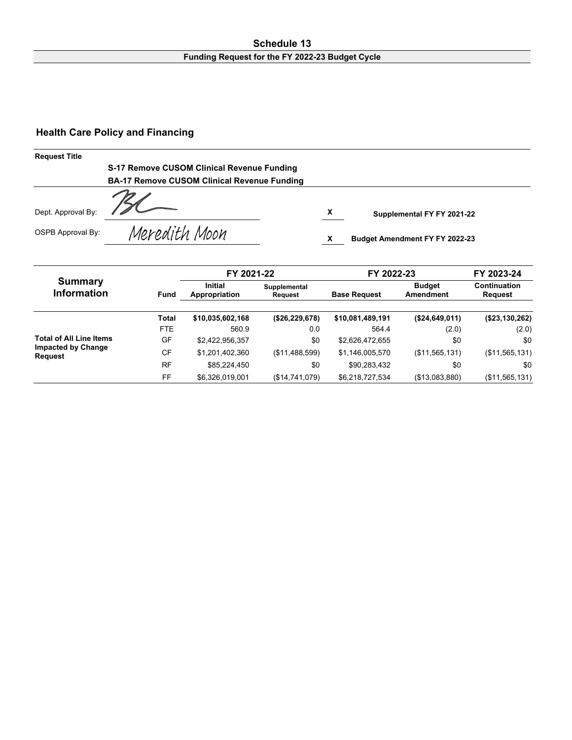# Schedule 13

## Funding Request for the FY 2022-23 Budget Cycle

## Health Care Policy and Financing

**Request Title**

**S-17 Remove CUSOM Clinical Revenue Funding**

**BA-17 Remove CUSOM Clinical Revenue Funding**

Dept. Approval By: BL

OSPB Approval By: Meredith Moon

X Supplemental FY FY 2021-22

X Budget Amendment FY FY 2022-23

| Summary Information | Fund | FY 2021-22 Initial Appropriation | FY 2021-22 Supplemental Request | FY 2022-23 Base Request | FY 2022-23 Budget Amendment | FY 2023-24 Continuation Request |
|---|---|---|---|---|---|---|
| | **Total** | **$10,035,602,168** | **($26,229,678)** | **$10,081,489,191** | **($24,649,011)** | **($23,130,262)** |
| | FTE | 560.9 | 0.0 | 564.4 | (2.0) | (2.0) |
| **Total of All Line Items Impacted by Change Request** | GF | $2,422,956,357 | $0 | $2,626,472,655 | $0 | $0 |
| | CF | $1,201,402,360 | ($11,488,599) | $1,146,005,570 | ($11,565,131) | ($11,565,131) |
| | RF | $85,224,450 | $0 | $90,283,432 | $0 | $0 |
| | FF | $6,326,019,001 | ($14,741,079) | $6,218,727,534 | ($13,083,880) | ($11,565,131) |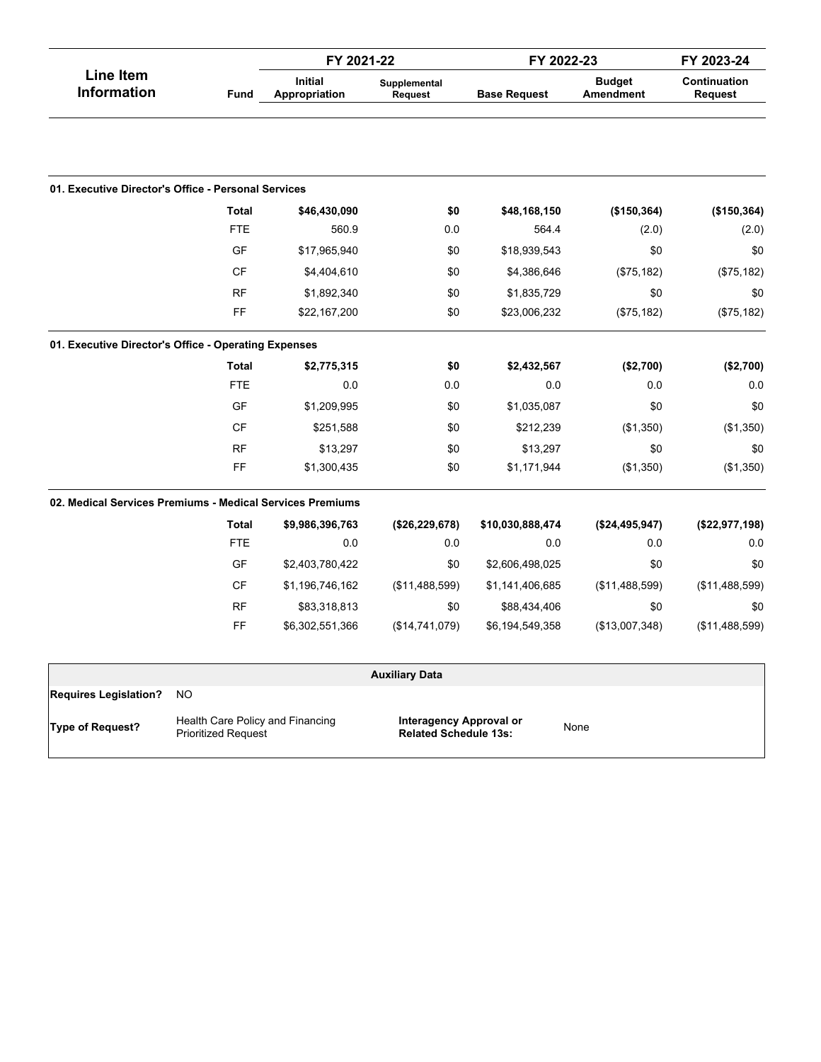| Line Item Information | Fund | FY 2021-22 Initial Appropriation | FY 2021-22 Supplemental Request | FY 2022-23 Base Request | FY 2022-23 Budget Amendment | FY 2023-24 Continuation Request |
|---|---|---|---|---|---|---|
| **01. Executive Director's Office - Personal Services** | | | | | | |
| | **Total** | **$46,430,090** | **$0** | **$48,168,150** | **($150,364)** | **($150,364)** |
| | FTE | 560.9 | 0.0 | 564.4 | (2.0) | (2.0) |
| | GF | $17,965,940 | $0 | $18,939,543 | $0 | $0 |
| | CF | $4,404,610 | $0 | $4,386,646 | ($75,182) | ($75,182) |
| | RF | $1,892,340 | $0 | $1,835,729 | $0 | $0 |
| | FF | $22,167,200 | $0 | $23,006,232 | ($75,182) | ($75,182) |
| **01. Executive Director's Office - Operating Expenses** | | | | | | |
| | **Total** | **$2,775,315** | **$0** | **$2,432,567** | **($2,700)** | **($2,700)** |
| | FTE | 0.0 | 0.0 | 0.0 | 0.0 | 0.0 |
| | GF | $1,209,995 | $0 | $1,035,087 | $0 | $0 |
| | CF | $251,588 | $0 | $212,239 | ($1,350) | ($1,350) |
| | RF | $13,297 | $0 | $13,297 | $0 | $0 |
| | FF | $1,300,435 | $0 | $1,171,944 | ($1,350) | ($1,350) |
| **02. Medical Services Premiums - Medical Services Premiums** | | | | | | |
| | **Total** | **$9,986,396,763** | **($26,229,678)** | **$10,030,888,474** | **($24,495,947)** | **($22,977,198)** |
| | FTE | 0.0 | 0.0 | 0.0 | 0.0 | 0.0 |
| | GF | $2,403,780,422 | $0 | $2,606,498,025 | $0 | $0 |
| | CF | $1,196,746,162 | ($11,488,599) | $1,141,406,685 | ($11,488,599) | ($11,488,599) |
| | RF | $83,318,813 | $0 | $88,434,406 | $0 | $0 |
| | FF | $6,302,551,366 | ($14,741,079) | $6,194,549,358 | ($13,007,348) | ($11,488,599) |

| Auxiliary Data | | | |
|---|---|---|---|
| **Requires Legislation?** | NO | | |
| **Type of Request?** | Health Care Policy and Financing Prioritized Request | **Interagency Approval or Related Schedule 13s:** | None |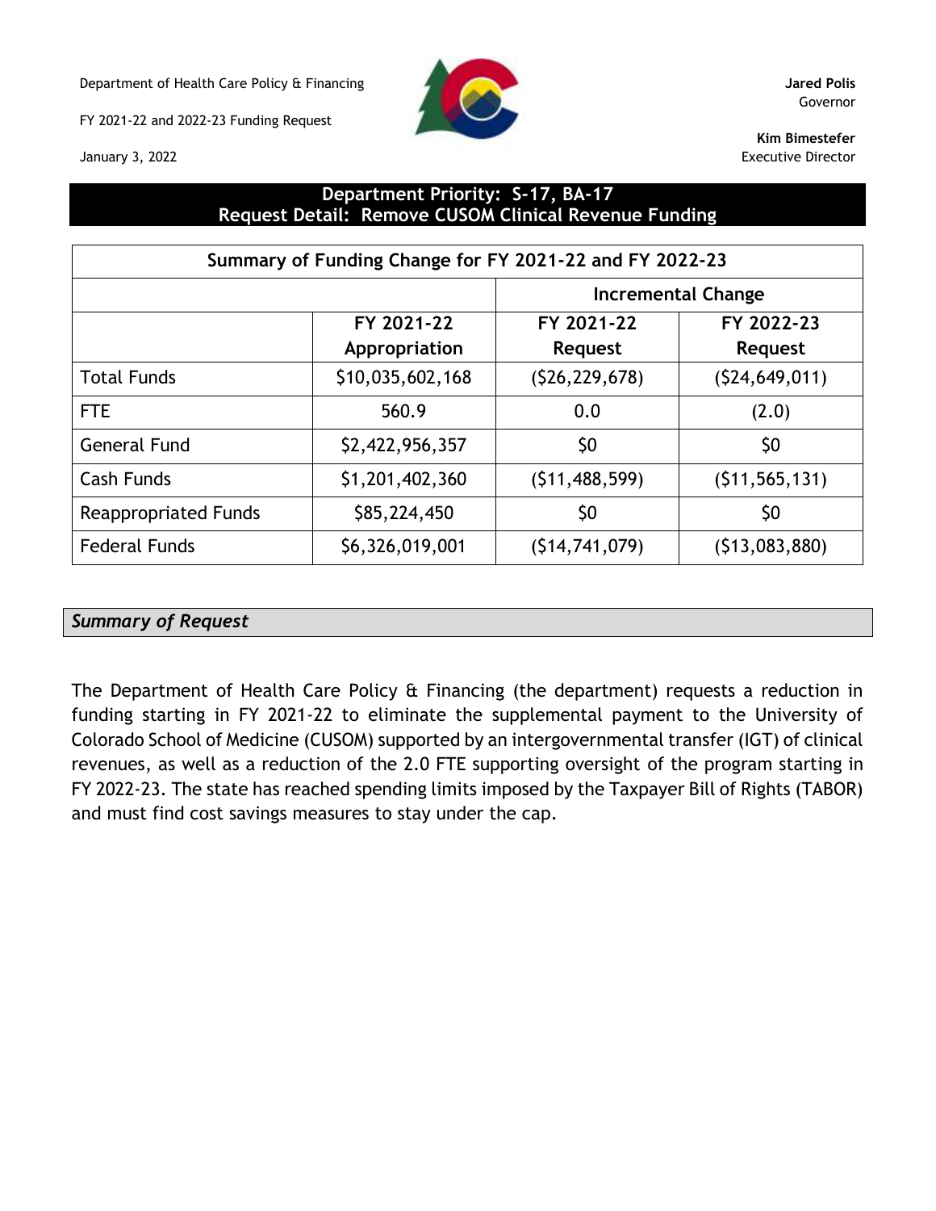Department of Health Care Policy & Financing

FY 2021-22 and 2022-23 Funding Request

January 3, 2022

**Jared Polis**
Governor

**Kim Bimestefer**
Executive Director

## Department Priority: S-17, BA-17
## Request Detail: Remove CUSOM Clinical Revenue Funding

| Summary of Funding Change for FY 2021-22 and FY 2022-23 | | | |
|---|---|---|---|
| | | Incremental Change | |
| | FY 2021-22 Appropriation | FY 2021-22 Request | FY 2022-23 Request |
| Total Funds | $10,035,602,168 | ($26,229,678) | ($24,649,011) |
| FTE | 560.9 | 0.0 | (2.0) |
| General Fund | $2,422,956,357 | $0 | $0 |
| Cash Funds | $1,201,402,360 | ($11,488,599) | ($11,565,131) |
| Reappropriated Funds | $85,224,450 | $0 | $0 |
| Federal Funds | $6,326,019,001 | ($14,741,079) | ($13,083,880) |

### *Summary of Request*

The Department of Health Care Policy & Financing (the department) requests a reduction in funding starting in FY 2021-22 to eliminate the supplemental payment to the University of Colorado School of Medicine (CUSOM) supported by an intergovernmental transfer (IGT) of clinical revenues, as well as a reduction of the 2.0 FTE supporting oversight of the program starting in FY 2022-23. The state has reached spending limits imposed by the Taxpayer Bill of Rights (TABOR) and must find cost savings measures to stay under the cap.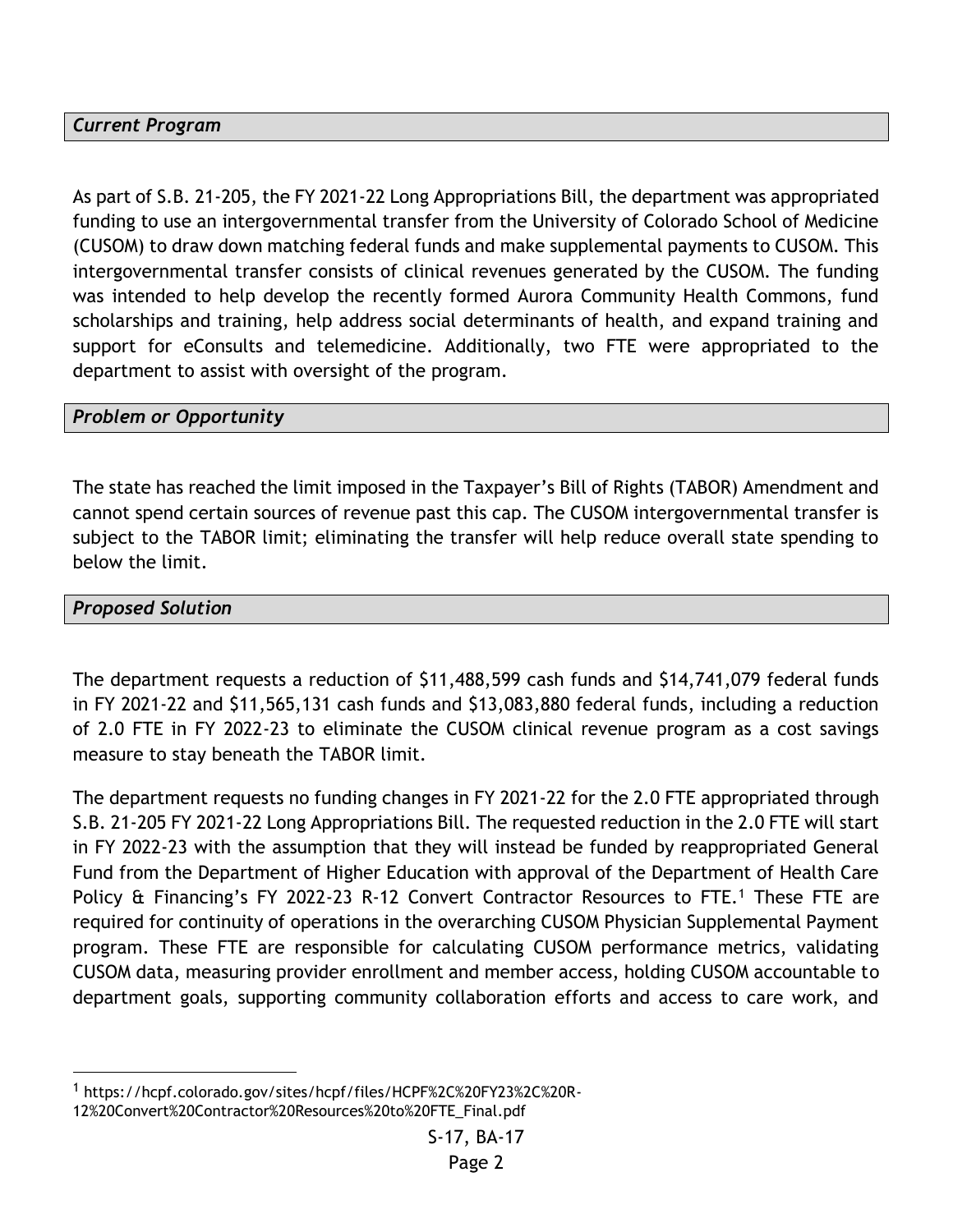### *Current Program*

As part of S.B. 21-205, the FY 2021-22 Long Appropriations Bill, the department was appropriated funding to use an intergovernmental transfer from the University of Colorado School of Medicine (CUSOM) to draw down matching federal funds and make supplemental payments to CUSOM. This intergovernmental transfer consists of clinical revenues generated by the CUSOM. The funding was intended to help develop the recently formed Aurora Community Health Commons, fund scholarships and training, help address social determinants of health, and expand training and support for eConsults and telemedicine. Additionally, two FTE were appropriated to the department to assist with oversight of the program.

### *Problem or Opportunity*

The state has reached the limit imposed in the Taxpayer's Bill of Rights (TABOR) Amendment and cannot spend certain sources of revenue past this cap. The CUSOM intergovernmental transfer is subject to the TABOR limit; eliminating the transfer will help reduce overall state spending to below the limit.

### *Proposed Solution*

The department requests a reduction of $11,488,599 cash funds and $14,741,079 federal funds in FY 2021-22 and $11,565,131 cash funds and $13,083,880 federal funds, including a reduction of 2.0 FTE in FY 2022-23 to eliminate the CUSOM clinical revenue program as a cost savings measure to stay beneath the TABOR limit.

The department requests no funding changes in FY 2021-22 for the 2.0 FTE appropriated through S.B. 21-205 FY 2021-22 Long Appropriations Bill. The requested reduction in the 2.0 FTE will start in FY 2022-23 with the assumption that they will instead be funded by reappropriated General Fund from the Department of Higher Education with approval of the Department of Health Care Policy & Financing's FY 2022-23 R-12 Convert Contractor Resources to FTE.[1] These FTE are required for continuity of operations in the overarching CUSOM Physician Supplemental Payment program. These FTE are responsible for calculating CUSOM performance metrics, validating CUSOM data, measuring provider enrollment and member access, holding CUSOM accountable to department goals, supporting community collaboration efforts and access to care work, and

[1] https://hcpf.colorado.gov/sites/hcpf/files/HCPF%2C%20FY23%2C%20R-12%20Convert%20Contractor%20Resources%20to%20FTE_Final.pdf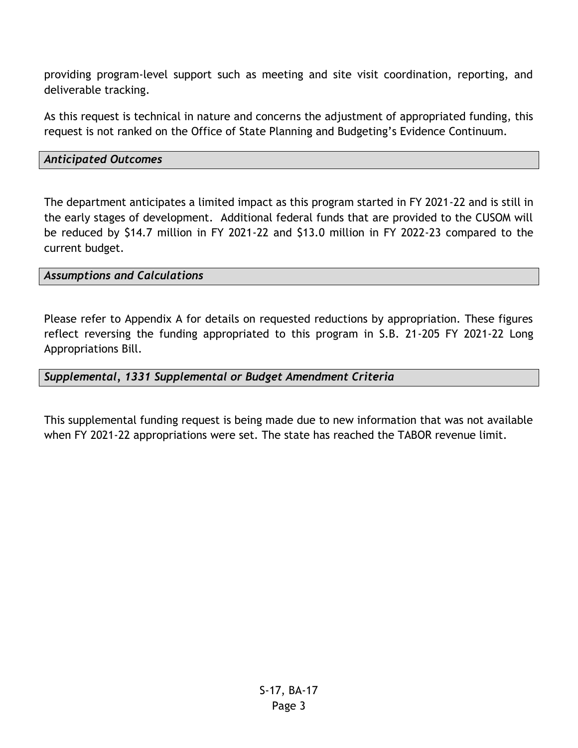providing program-level support such as meeting and site visit coordination, reporting, and deliverable tracking.

As this request is technical in nature and concerns the adjustment of appropriated funding, this request is not ranked on the Office of State Planning and Budgeting's Evidence Continuum.

### *Anticipated Outcomes*

The department anticipates a limited impact as this program started in FY 2021-22 and is still in the early stages of development. Additional federal funds that are provided to the CUSOM will be reduced by $14.7 million in FY 2021-22 and $13.0 million in FY 2022-23 compared to the current budget.

### *Assumptions and Calculations*

Please refer to Appendix A for details on requested reductions by appropriation. These figures reflect reversing the funding appropriated to this program in S.B. 21-205 FY 2021-22 Long Appropriations Bill.

### *Supplemental, 1331 Supplemental or Budget Amendment Criteria*

This supplemental funding request is being made due to new information that was not available when FY 2021-22 appropriations were set. The state has reached the TABOR revenue limit.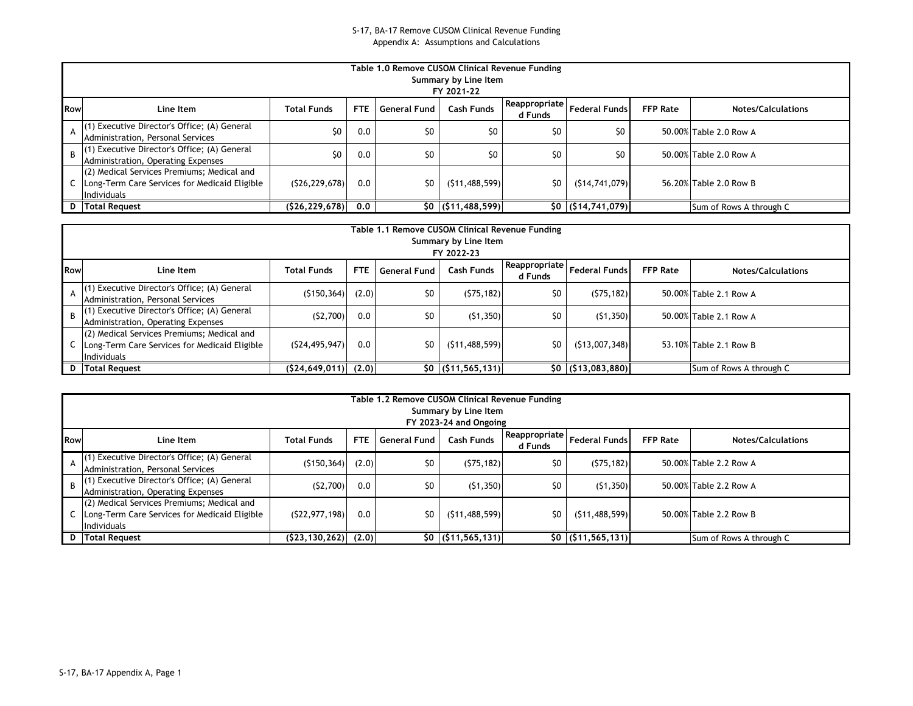S-17, BA-17 Remove CUSOM Clinical Revenue Funding
Appendix A: Assumptions and Calculations

| Table 1.0 Remove CUSOM Clinical Revenue Funding<br>Summary by Line Item<br>FY 2021-22 | | | | | | | | | |
|---|---|---|---|---|---|---|---|---|---|
| **Row** | **Line Item** | **Total Funds** | **FTE** | **General Fund** | **Cash Funds** | **Reappropriated Funds** | **Federal Funds** | **FFP Rate** | **Notes/Calculations** |
| A | (1) Executive Director's Office; (A) General Administration, Personal Services | $0 | 0.0 | $0 | $0 | $0 | $0 | 50.00% | Table 2.0 Row A |
| B | (1) Executive Director's Office; (A) General Administration, Operating Expenses | $0 | 0.0 | $0 | $0 | $0 | $0 | 50.00% | Table 2.0 Row A |
| C | (2) Medical Services Premiums; Medical and Long-Term Care Services for Medicaid Eligible Individuals | ($26,229,678) | 0.0 | $0 | ($11,488,599) | $0 | ($14,741,079) | 56.20% | Table 2.0 Row B |
| **D** | **Total Request** | **($26,229,678)** | **0.0** | **$0** | **($11,488,599)** | **$0** | **($14,741,079)** | | Sum of Rows A through C |

| Table 1.1 Remove CUSOM Clinical Revenue Funding<br>Summary by Line Item<br>FY 2022-23 | | | | | | | | | |
|---|---|---|---|---|---|---|---|---|---|
| **Row** | **Line Item** | **Total Funds** | **FTE** | **General Fund** | **Cash Funds** | **Reappropriated Funds** | **Federal Funds** | **FFP Rate** | **Notes/Calculations** |
| A | (1) Executive Director's Office; (A) General Administration, Personal Services | ($150,364) | (2.0) | $0 | ($75,182) | $0 | ($75,182) | 50.00% | Table 2.1 Row A |
| B | (1) Executive Director's Office; (A) General Administration, Operating Expenses | ($2,700) | 0.0 | $0 | ($1,350) | $0 | ($1,350) | 50.00% | Table 2.1 Row A |
| C | (2) Medical Services Premiums; Medical and Long-Term Care Services for Medicaid Eligible Individuals | ($24,495,947) | 0.0 | $0 | ($11,488,599) | $0 | ($13,007,348) | 53.10% | Table 2.1 Row B |
| **D** | **Total Request** | **($24,649,011)** | **(2.0)** | **$0** | **($11,565,131)** | **$0** | **($13,083,880)** | | Sum of Rows A through C |

| Table 1.2 Remove CUSOM Clinical Revenue Funding<br>Summary by Line Item<br>FY 2023-24 and Ongoing | | | | | | | | | |
|---|---|---|---|---|---|---|---|---|---|
| **Row** | **Line Item** | **Total Funds** | **FTE** | **General Fund** | **Cash Funds** | **Reappropriated Funds** | **Federal Funds** | **FFP Rate** | **Notes/Calculations** |
| A | (1) Executive Director's Office; (A) General Administration, Personal Services | ($150,364) | (2.0) | $0 | ($75,182) | $0 | ($75,182) | 50.00% | Table 2.2 Row A |
| B | (1) Executive Director's Office; (A) General Administration, Operating Expenses | ($2,700) | 0.0 | $0 | ($1,350) | $0 | ($1,350) | 50.00% | Table 2.2 Row A |
| C | (2) Medical Services Premiums; Medical and Long-Term Care Services for Medicaid Eligible Individuals | ($22,977,198) | 0.0 | $0 | ($11,488,599) | $0 | ($11,488,599) | 50.00% | Table 2.2 Row B |
| **D** | **Total Request** | **($23,130,262)** | **(2.0)** | **$0** | **($11,565,131)** | **$0** | **($11,565,131)** | | Sum of Rows A through C |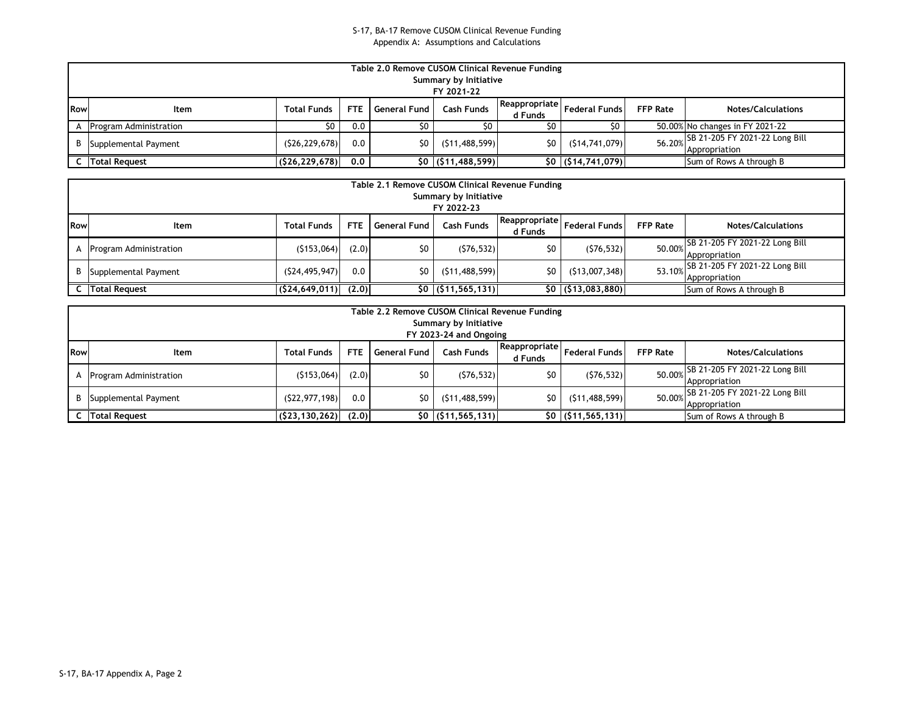S-17, BA-17 Remove CUSOM Clinical Revenue Funding
Appendix A: Assumptions and Calculations

| Table 2.0 Remove CUSOM Clinical Revenue Funding Summary by Initiative FY 2021-22 | | | | | | | | | |
|---|---|---|---|---|---|---|---|---|---|
| Row | Item | Total Funds | FTE | General Fund | Cash Funds | Reappropriated Funds | Federal Funds | FFP Rate | Notes/Calculations |
| A | Program Administration | $0 | 0.0 | $0 | $0 | $0 | $0 | 50.00% | No changes in FY 2021-22 |
| B | Supplemental Payment | ($26,229,678) | 0.0 | $0 | ($11,488,599) | $0 | ($14,741,079) | 56.20% | SB 21-205 FY 2021-22 Long Bill Appropriation |
| C | Total Request | ($26,229,678) | 0.0 | $0 | ($11,488,599) | $0 | ($14,741,079) | | Sum of Rows A through B |

| Table 2.1 Remove CUSOM Clinical Revenue Funding Summary by Initiative FY 2022-23 | | | | | | | | | |
|---|---|---|---|---|---|---|---|---|---|
| Row | Item | Total Funds | FTE | General Fund | Cash Funds | Reappropriated Funds | Federal Funds | FFP Rate | Notes/Calculations |
| A | Program Administration | ($153,064) | (2.0) | $0 | ($76,532) | $0 | ($76,532) | 50.00% | SB 21-205 FY 2021-22 Long Bill Appropriation |
| B | Supplemental Payment | ($24,495,947) | 0.0 | $0 | ($11,488,599) | $0 | ($13,007,348) | 53.10% | SB 21-205 FY 2021-22 Long Bill Appropriation |
| C | Total Request | ($24,649,011) | (2.0) | $0 | ($11,565,131) | $0 | ($13,083,880) | | Sum of Rows A through B |

| Table 2.2 Remove CUSOM Clinical Revenue Funding Summary by Initiative FY 2023-24 and Ongoing | | | | | | | | | |
|---|---|---|---|---|---|---|---|---|---|
| Row | Item | Total Funds | FTE | General Fund | Cash Funds | Reappropriated Funds | Federal Funds | FFP Rate | Notes/Calculations |
| A | Program Administration | ($153,064) | (2.0) | $0 | ($76,532) | $0 | ($76,532) | 50.00% | SB 21-205 FY 2021-22 Long Bill Appropriation |
| B | Supplemental Payment | ($22,977,198) | 0.0 | $0 | ($11,488,599) | $0 | ($11,488,599) | 50.00% | SB 21-205 FY 2021-22 Long Bill Appropriation |
| C | Total Request | ($23,130,262) | (2.0) | $0 | ($11,565,131) | $0 | ($11,565,131) | | Sum of Rows A through B |